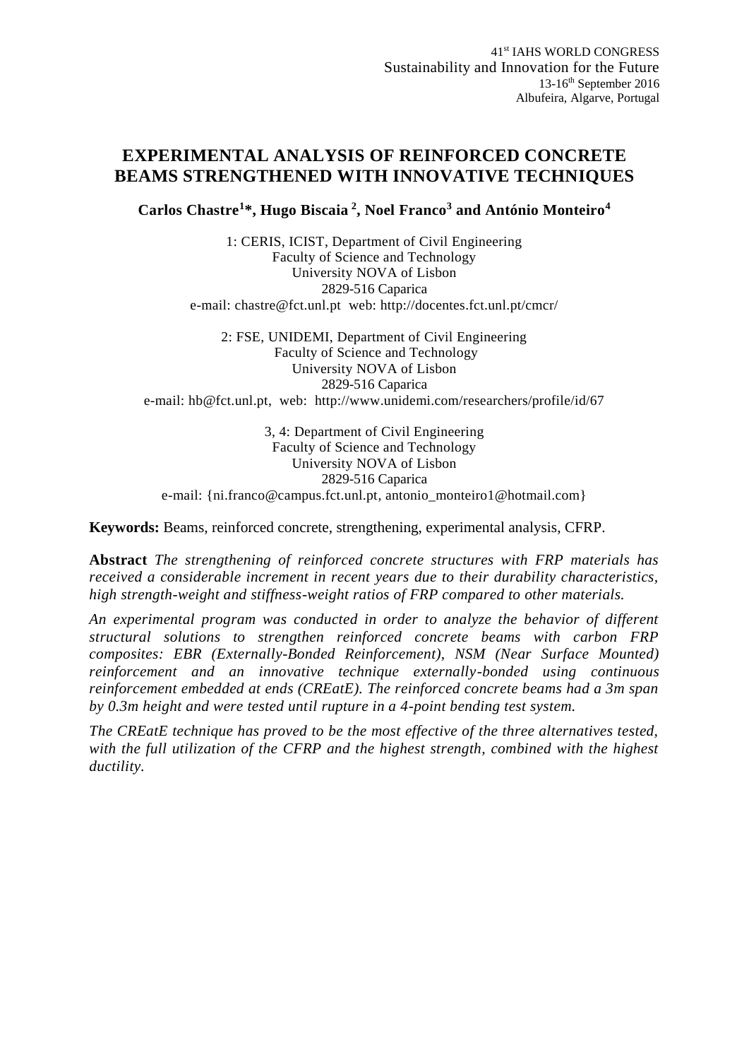41st IAHS WORLD CONGRESS
Sustainability and Innovation for the Future
13-16th September 2016
Albufeira, Algarve, Portugal

# EXPERIMENTAL ANALYSIS OF REINFORCED CONCRETE BEAMS STRENGTHENED WITH INNOVATIVE TECHNIQUES

**Carlos Chastre[1]*, Hugo Biscaia [2], Noel Franco[3] and António Monteiro[4]**

1: CERIS, ICIST, Department of Civil Engineering
Faculty of Science and Technology
University NOVA of Lisbon
2829-516 Caparica
e-mail: chastre@fct.unl.pt web: http://docentes.fct.unl.pt/cmcr/

2: FSE, UNIDEMI, Department of Civil Engineering
Faculty of Science and Technology
University NOVA of Lisbon
2829-516 Caparica
e-mail: hb@fct.unl.pt, web: http://www.unidemi.com/researchers/profile/id/67

3, 4: Department of Civil Engineering
Faculty of Science and Technology
University NOVA of Lisbon
2829-516 Caparica
e-mail: {ni.franco@campus.fct.unl.pt, antonio_monteiro1@hotmail.com}

**Keywords:** Beams, reinforced concrete, strengthening, experimental analysis, CFRP.

**Abstract** *The strengthening of reinforced concrete structures with FRP materials has received a considerable increment in recent years due to their durability characteristics, high strength-weight and stiffness-weight ratios of FRP compared to other materials.*

*An experimental program was conducted in order to analyze the behavior of different structural solutions to strengthen reinforced concrete beams with carbon FRP composites: EBR (Externally-Bonded Reinforcement), NSM (Near Surface Mounted) reinforcement and an innovative technique externally-bonded using continuous reinforcement embedded at ends (CREatE). The reinforced concrete beams had a 3m span by 0.3m height and were tested until rupture in a 4-point bending test system.*

*The CREatE technique has proved to be the most effective of the three alternatives tested, with the full utilization of the CFRP and the highest strength, combined with the highest ductility.*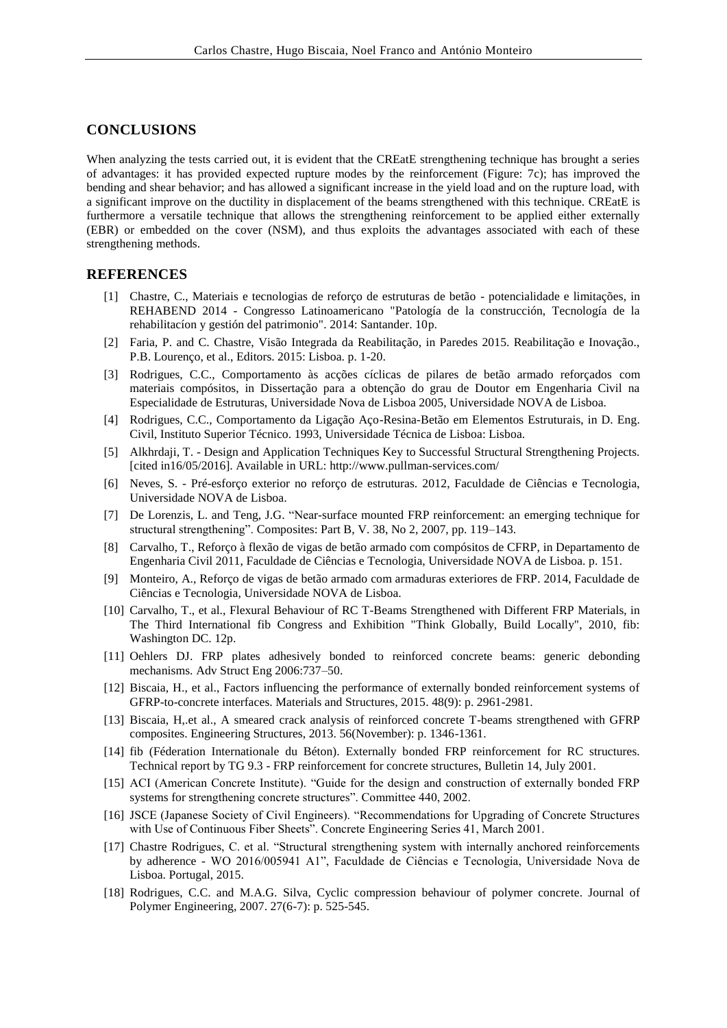## CONCLUSIONS

When analyzing the tests carried out, it is evident that the CREatE strengthening technique has brought a series of advantages: it has provided expected rupture modes by the reinforcement (Figure: 7c); has improved the bending and shear behavior; and has allowed a significant increase in the yield load and on the rupture load, with a significant improve on the ductility in displacement of the beams strengthened with this technique. CREatE is furthermore a versatile technique that allows the strengthening reinforcement to be applied either externally (EBR) or embedded on the cover (NSM), and thus exploits the advantages associated with each of these strengthening methods.

## REFERENCES

[1] Chastre, C., Materiais e tecnologias de reforço de estruturas de betão - potencialidade e limitações, in REHABEND 2014 - Congresso Latinoamericano "Patología de la construcción, Tecnología de la rehabilitacíon y gestión del patrimonio". 2014: Santander. 10p.

[2] Faria, P. and C. Chastre, Visão Integrada da Reabilitação, in Paredes 2015. Reabilitação e Inovação., P.B. Lourenço, et al., Editors. 2015: Lisboa. p. 1-20.

[3] Rodrigues, C.C., Comportamento às acções cíclicas de pilares de betão armado reforçados com materiais compósitos, in Dissertação para a obtenção do grau de Doutor em Engenharia Civil na Especialidade de Estruturas, Universidade Nova de Lisboa 2005, Universidade NOVA de Lisboa.

[4] Rodrigues, C.C., Comportamento da Ligação Aço-Resina-Betão em Elementos Estruturais, in D. Eng. Civil, Instituto Superior Técnico. 1993, Universidade Técnica de Lisboa: Lisboa.

[5] Alkhrdaji, T. - Design and Application Techniques Key to Successful Structural Strengthening Projects. [cited in16/05/2016]. Available in URL: http://www.pullman-services.com/

[6] Neves, S. - Pré-esforço exterior no reforço de estruturas. 2012, Faculdade de Ciências e Tecnologia, Universidade NOVA de Lisboa.

[7] De Lorenzis, L. and Teng, J.G. "Near-surface mounted FRP reinforcement: an emerging technique for structural strengthening". Composites: Part B, V. 38, No 2, 2007, pp. 119–143.

[8] Carvalho, T., Reforço à flexão de vigas de betão armado com compósitos de CFRP, in Departamento de Engenharia Civil 2011, Faculdade de Ciências e Tecnologia, Universidade NOVA de Lisboa. p. 151.

[9] Monteiro, A., Reforço de vigas de betão armado com armaduras exteriores de FRP. 2014, Faculdade de Ciências e Tecnologia, Universidade NOVA de Lisboa.

[10] Carvalho, T., et al., Flexural Behaviour of RC T-Beams Strengthened with Different FRP Materials, in The Third International fib Congress and Exhibition "Think Globally, Build Locally", 2010, fib: Washington DC. 12p.

[11] Oehlers DJ. FRP plates adhesively bonded to reinforced concrete beams: generic debonding mechanisms. Adv Struct Eng 2006:737–50.

[12] Biscaia, H., et al., Factors influencing the performance of externally bonded reinforcement systems of GFRP-to-concrete interfaces. Materials and Structures, 2015. 48(9): p. 2961-2981.

[13] Biscaia, H,.et al., A smeared crack analysis of reinforced concrete T-beams strengthened with GFRP composites. Engineering Structures, 2013. 56(November): p. 1346-1361.

[14] fib (Féderation Internationale du Béton). Externally bonded FRP reinforcement for RC structures. Technical report by TG 9.3 - FRP reinforcement for concrete structures, Bulletin 14, July 2001.

[15] ACI (American Concrete Institute). "Guide for the design and construction of externally bonded FRP systems for strengthening concrete structures". Committee 440, 2002.

[16] JSCE (Japanese Society of Civil Engineers). "Recommendations for Upgrading of Concrete Structures with Use of Continuous Fiber Sheets". Concrete Engineering Series 41, March 2001.

[17] Chastre Rodrigues, C. et al. "Structural strengthening system with internally anchored reinforcements by adherence - WO 2016/005941 A1", Faculdade de Ciências e Tecnologia, Universidade Nova de Lisboa. Portugal, 2015.

[18] Rodrigues, C.C. and M.A.G. Silva, Cyclic compression behaviour of polymer concrete. Journal of Polymer Engineering, 2007. 27(6-7): p. 525-545.